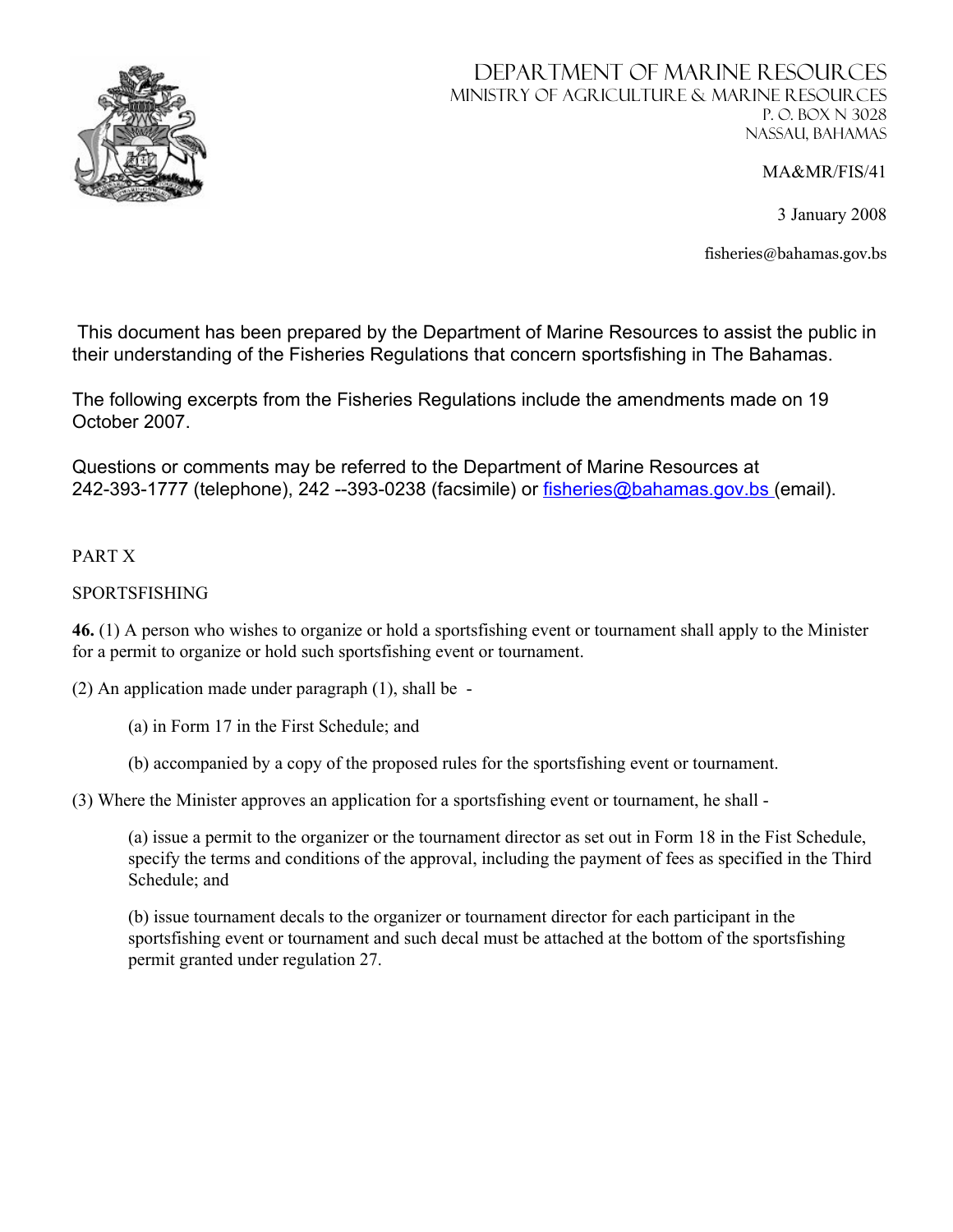# DEPARTMENT OF MARINE RESOURCES

MINISTRY OF AGRICULTURE & MARINE RESOURCES
P. O. BOX N 3028
NASSAU, BAHAMAS

MA&MR/FIS/41

3 January 2008

fisheries@bahamas.gov.bs

This document has been prepared by the Department of Marine Resources to assist the public in their understanding of the Fisheries Regulations that concern sportsfishing in The Bahamas.

The following excerpts from the Fisheries Regulations include the amendments made on 19 October 2007.

Questions or comments may be referred to the Department of Marine Resources at 242-393-1777 (telephone), 242 --393-0238 (facsimile) or fisheries@bahamas.gov.bs (email).

PART X

SPORTSFISHING

**46.** (1) A person who wishes to organize or hold a sportsfishing event or tournament shall apply to the Minister for a permit to organize or hold such sportsfishing event or tournament.

(2) An application made under paragraph (1), shall be -

(a) in Form 17 in the First Schedule; and

(b) accompanied by a copy of the proposed rules for the sportsfishing event or tournament.

(3) Where the Minister approves an application for a sportsfishing event or tournament, he shall -

(a) issue a permit to the organizer or the tournament director as set out in Form 18 in the Fist Schedule, specify the terms and conditions of the approval, including the payment of fees as specified in the Third Schedule; and

(b) issue tournament decals to the organizer or tournament director for each participant in the sportsfishing event or tournament and such decal must be attached at the bottom of the sportsfishing permit granted under regulation 27.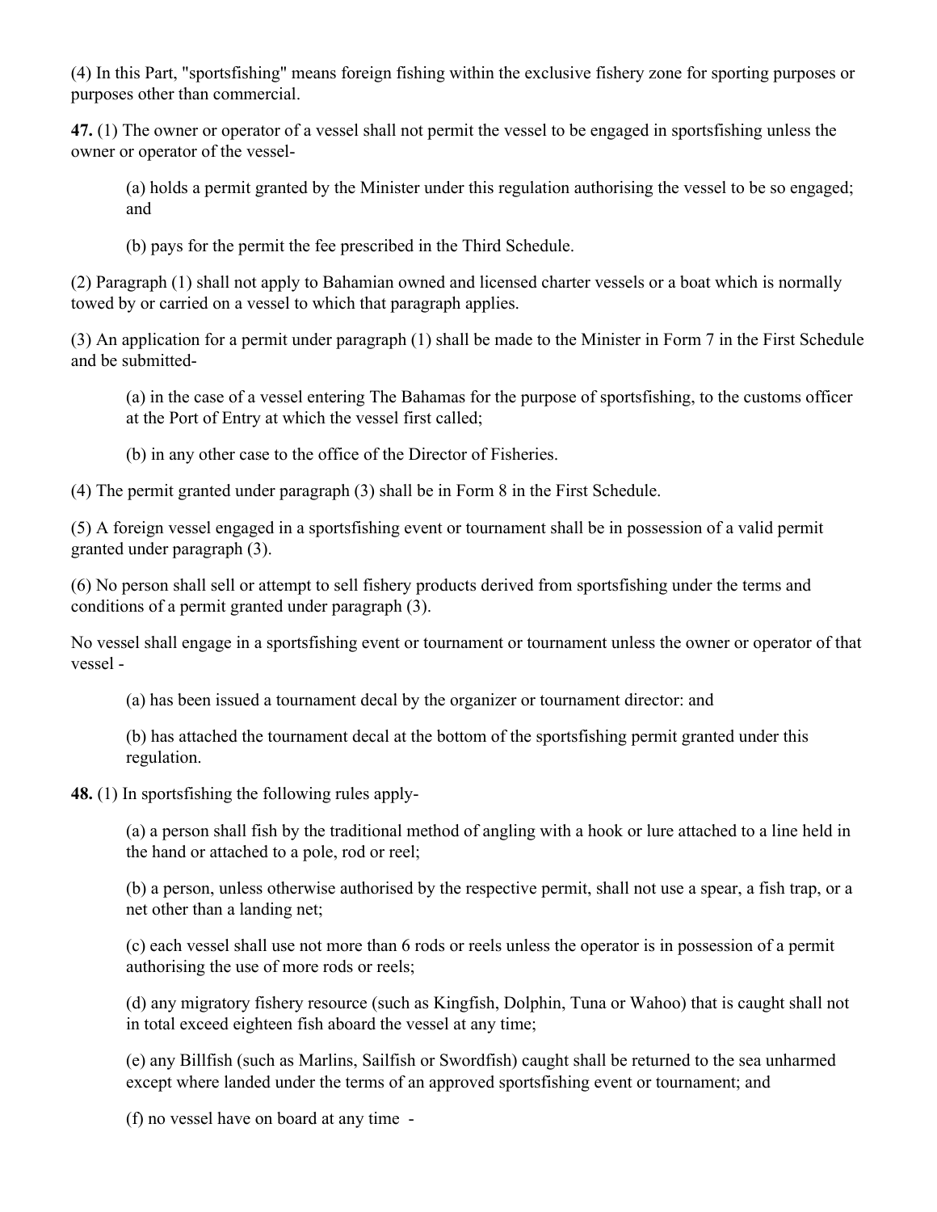(4) In this Part, "sportsfishing" means foreign fishing within the exclusive fishery zone for sporting purposes or purposes other than commercial.

**47.** (1) The owner or operator of a vessel shall not permit the vessel to be engaged in sportsfishing unless the owner or operator of the vessel-

> (a) holds a permit granted by the Minister under this regulation authorising the vessel to be so engaged; and
>
> (b) pays for the permit the fee prescribed in the Third Schedule.

(2) Paragraph (1) shall not apply to Bahamian owned and licensed charter vessels or a boat which is normally towed by or carried on a vessel to which that paragraph applies.

(3) An application for a permit under paragraph (1) shall be made to the Minister in Form 7 in the First Schedule and be submitted-

> (a) in the case of a vessel entering The Bahamas for the purpose of sportsfishing, to the customs officer at the Port of Entry at which the vessel first called;
>
> (b) in any other case to the office of the Director of Fisheries.

(4) The permit granted under paragraph (3) shall be in Form 8 in the First Schedule.

(5) A foreign vessel engaged in a sportsfishing event or tournament shall be in possession of a valid permit granted under paragraph (3).

(6) No person shall sell or attempt to sell fishery products derived from sportsfishing under the terms and conditions of a permit granted under paragraph (3).

No vessel shall engage in a sportsfishing event or tournament or tournament unless the owner or operator of that vessel -

> (a) has been issued a tournament decal by the organizer or tournament director: and
>
> (b) has attached the tournament decal at the bottom of the sportsfishing permit granted under this regulation.

**48.** (1) In sportsfishing the following rules apply-

> (a) a person shall fish by the traditional method of angling with a hook or lure attached to a line held in the hand or attached to a pole, rod or reel;
>
> (b) a person, unless otherwise authorised by the respective permit, shall not use a spear, a fish trap, or a net other than a landing net;
>
> (c) each vessel shall use not more than 6 rods or reels unless the operator is in possession of a permit authorising the use of more rods or reels;
>
> (d) any migratory fishery resource (such as Kingfish, Dolphin, Tuna or Wahoo) that is caught shall not in total exceed eighteen fish aboard the vessel at any time;
>
> (e) any Billfish (such as Marlins, Sailfish or Swordfish) caught shall be returned to the sea unharmed except where landed under the terms of an approved sportsfishing event or tournament; and
>
> (f) no vessel have on board at any time -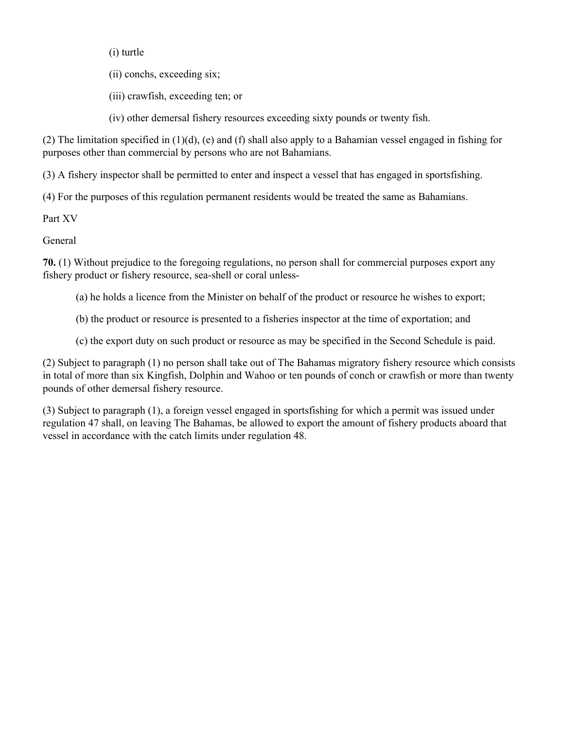(i) turtle

(ii) conchs, exceeding six;

(iii) crawfish, exceeding ten; or

(iv) other demersal fishery resources exceeding sixty pounds or twenty fish.

(2) The limitation specified in (1)(d), (e) and (f) shall also apply to a Bahamian vessel engaged in fishing for purposes other than commercial by persons who are not Bahamians.

(3) A fishery inspector shall be permitted to enter and inspect a vessel that has engaged in sportsfishing.

(4) For the purposes of this regulation permanent residents would be treated the same as Bahamians.

Part XV

General

**70.** (1) Without prejudice to the foregoing regulations, no person shall for commercial purposes export any fishery product or fishery resource, sea-shell or coral unless-

(a) he holds a licence from the Minister on behalf of the product or resource he wishes to export;

(b) the product or resource is presented to a fisheries inspector at the time of exportation; and

(c) the export duty on such product or resource as may be specified in the Second Schedule is paid.

(2) Subject to paragraph (1) no person shall take out of The Bahamas migratory fishery resource which consists in total of more than six Kingfish, Dolphin and Wahoo or ten pounds of conch or crawfish or more than twenty pounds of other demersal fishery resource.

(3) Subject to paragraph (1), a foreign vessel engaged in sportsfishing for which a permit was issued under regulation 47 shall, on leaving The Bahamas, be allowed to export the amount of fishery products aboard that vessel in accordance with the catch limits under regulation 48.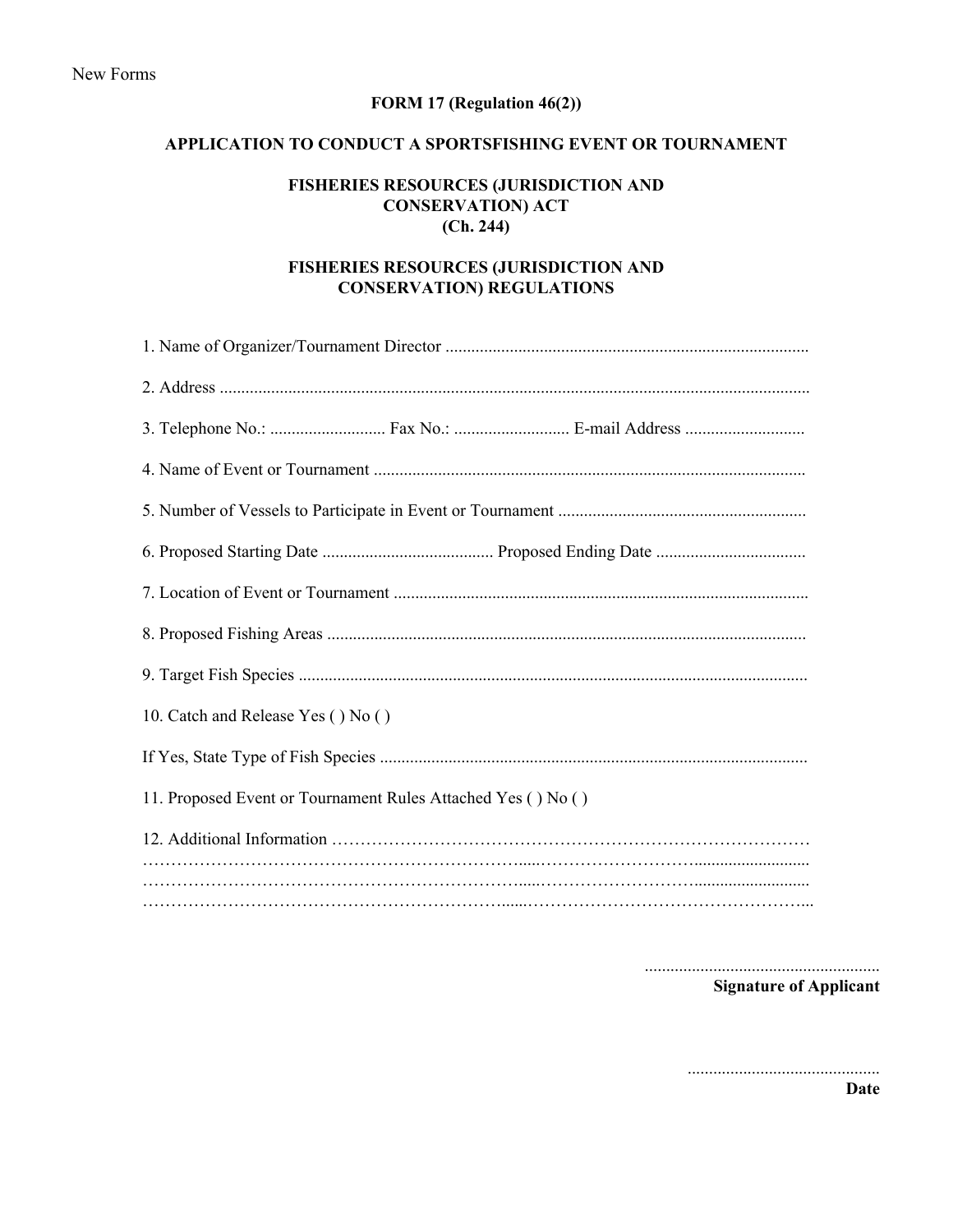New Forms

**FORM 17 (Regulation 46(2))**

**APPLICATION TO CONDUCT A SPORTSFISHING EVENT OR TOURNAMENT**

**FISHERIES RESOURCES (JURISDICTION AND CONSERVATION) ACT (Ch. 244)**

**FISHERIES RESOURCES (JURISDICTION AND CONSERVATION) REGULATIONS**

1. Name of Organizer/Tournament Director ....................................................................................

2. Address ..........................................................................................................................................

3. Telephone No.: ........................... Fax No.: ........................... E-mail Address ............................

4. Name of Event or Tournament ....................................................................................................

5. Number of Vessels to Participate in Event or Tournament ..........................................................

6. Proposed Starting Date ........................................ Proposed Ending Date ...................................

7. Location of Event or Tournament .................................................................................................

8. Proposed Fishing Areas ...............................................................................................................

9. Target Fish Species .......................................................................................................................

10. Catch and Release Yes ( ) No ( )

If Yes, State Type of Fish Species ....................................................................................................

11. Proposed Event or Tournament Rules Attached Yes ( ) No ( )

12. Additional Information ………………………………………………………………………
……………………………………………………………....………………………...........................
……………………………………………………………....………………………...........................
……………………………………………………………....…………………………………………...

.......................................................
**Signature of Applicant**

.............................................
**Date**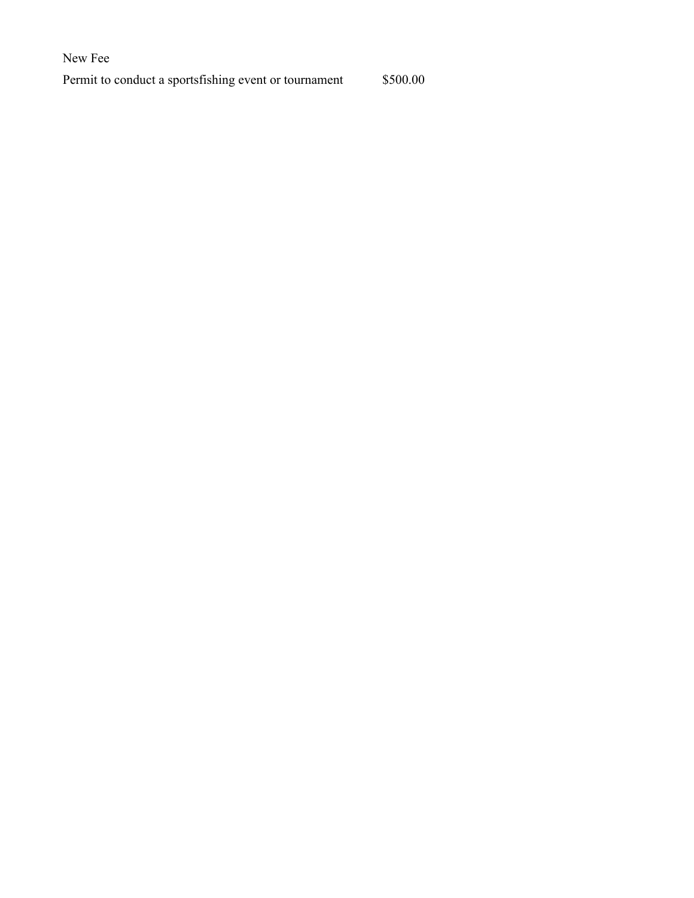New Fee

| | |
|---|---|
| Permit to conduct a sportsfishing event or tournament | \$500.00 |